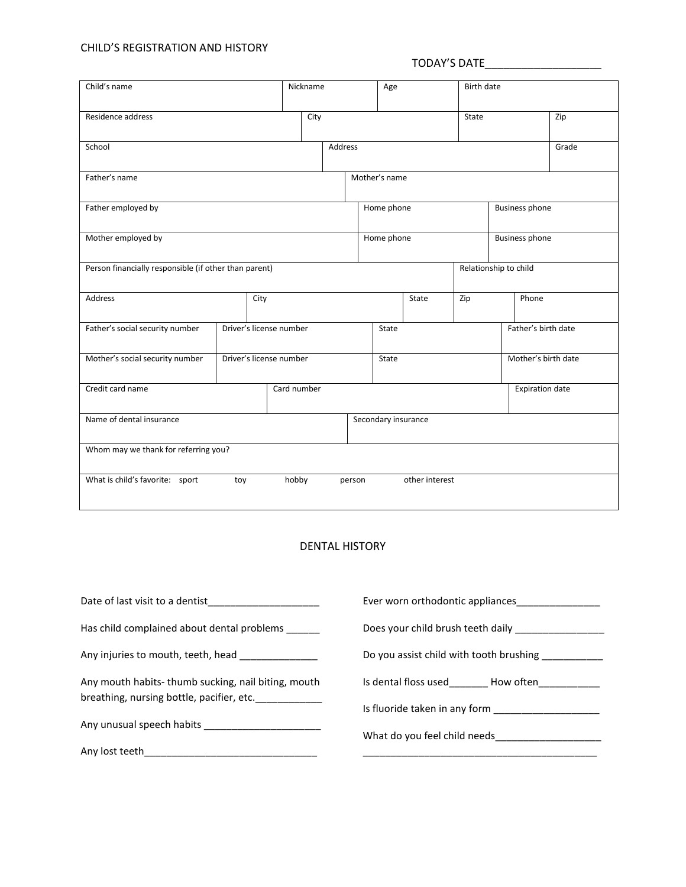CHILD'S REGISTRATION AND HISTORY

TODAY'S DATE___________________

| Child's name | Nickname | Age | Birth date |
|---|---|---|---|
| | | | |

| Residence address | City | State | Zip |
|---|---|---|---|
| | | | |

| School | Address | Grade |
|---|---|---|
| | | |

| Father's name | Mother's name |
|---|---|
| | |

| Father employed by | Home phone | Business phone |
|---|---|---|
| | | |

| Mother employed by | Home phone | Business phone |
|---|---|---|
| | | |

| Person financially responsible (if other than parent) | Relationship to child |
|---|---|
| | |

| Address | City | State | Zip | Phone |
|---|---|---|---|---|
| | | | | |

| Father's social security number | Driver's license number | State | Father's birth date |
|---|---|---|---|
| | | | |

| Mother's social security number | Driver's license number | State | Mother's birth date |
|---|---|---|---|
| | | | |

| Credit card name | Card number | Expiration date |
|---|---|---|
| | | |

| Name of dental insurance | Secondary insurance |
|---|---|
| | |

| Whom may we thank for referring you? |
|---|
| |

| What is child's favorite: sport toy hobby person other interest |
|---|
| |

## DENTAL HISTORY

Date of last visit to a dentist___________________

Has child complained about dental problems ______

Any injuries to mouth, teeth, head ______________

Any mouth habits- thumb sucking, nail biting, mouth breathing, nursing bottle, pacifier, etc.____________

Any unusual speech habits _____________________

Any lost teeth_______________________________

Ever worn orthodontic appliances______________

Does your child brush teeth daily ________________

Do you assist child with tooth brushing ___________

Is dental floss used_______ How often___________

Is fluoride taken in any form ___________________

What do you feel child needs___________________

__________________________________________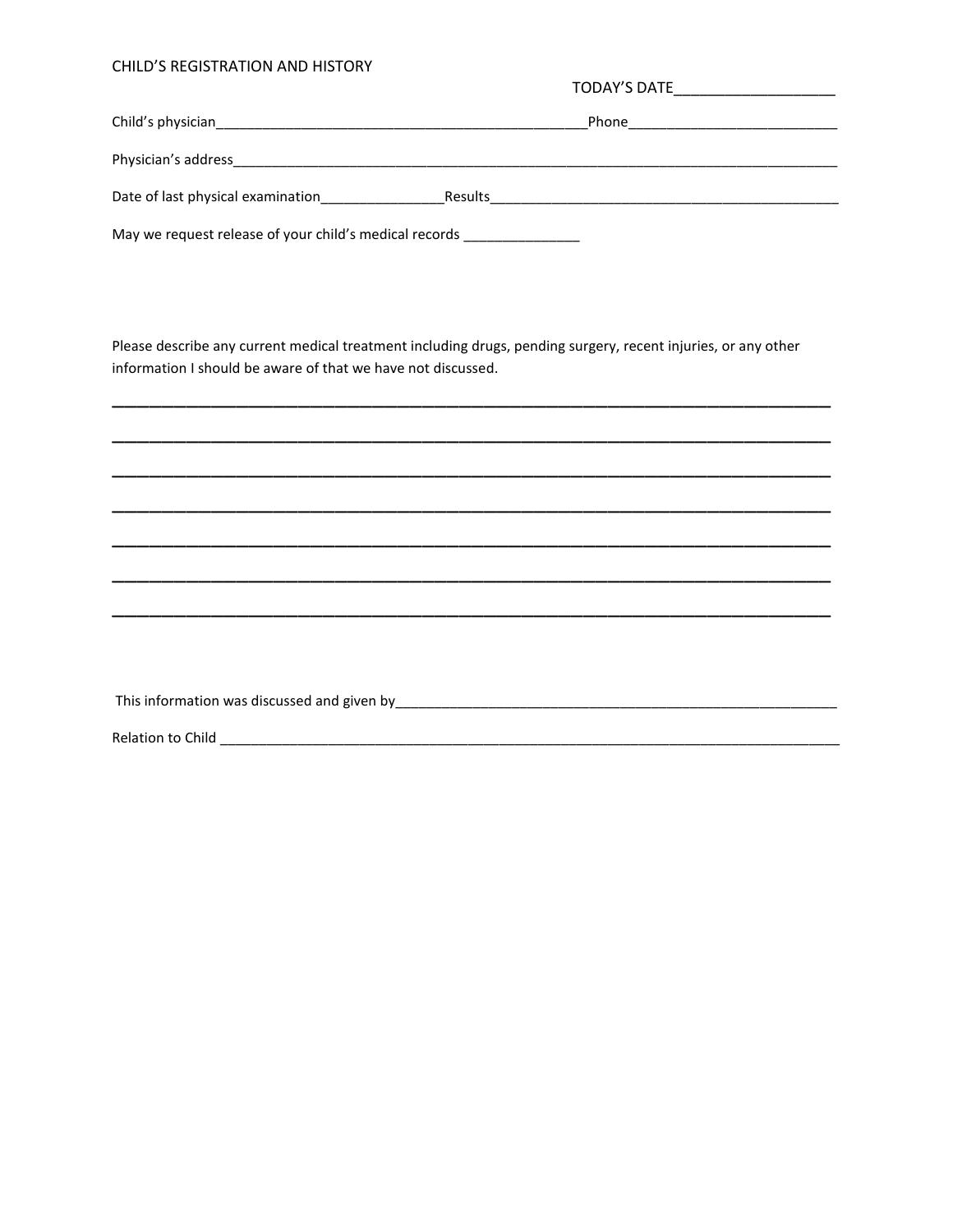CHILD'S REGISTRATION AND HISTORY

TODAY'S DATE___________________

Child's physician_______________________________________________Phone___________________________

Physician's address_______________________________________________________________________________

Date of last physical examination________________Results______________________________________________

May we request release of your child's medical records _______________

Please describe any current medical treatment including drugs, pending surgery, recent injuries, or any other information I should be aware of that we have not discussed.

______________________________________________________________________________

______________________________________________________________________________

______________________________________________________________________________

______________________________________________________________________________

______________________________________________________________________________

______________________________________________________________________________

______________________________________________________________________________

This information was discussed and given by____________________________________________________________

Relation to Child _________________________________________________________________________________